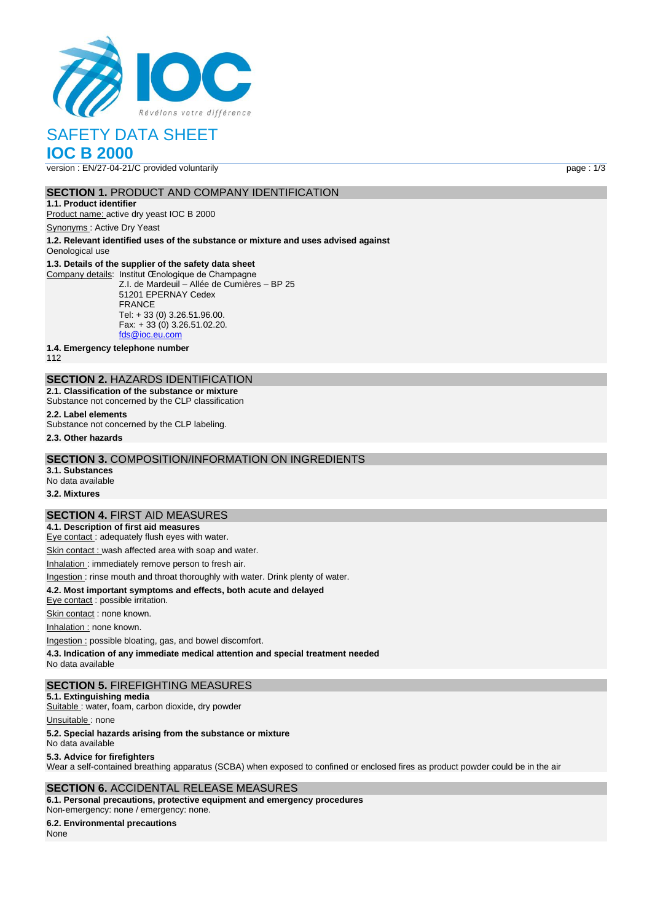# SAFETY DATA SHEET

# IOC B 2000

version : EN/27-04-21/C provided voluntarily

## SECTION 1. PRODUCT AND COMPANY IDENTIFICATION

**1.1. Product identifier**

Product name: active dry yeast IOC B 2000

Synonyms : Active Dry Yeast

**1.2. Relevant identified uses of the substance or mixture and uses advised against**

Oenological use

**1.3. Details of the supplier of the safety data sheet**

Company details: Institut Œnologique de Champagne
Z.I. de Mardeuil – Allée de Cumières – BP 25
51201 EPERNAY Cedex
FRANCE
Tel: + 33 (0) 3.26.51.96.00.
Fax: + 33 (0) 3.26.51.02.20.
fds@ioc.eu.com

**1.4. Emergency telephone number**

112

## SECTION 2. HAZARDS IDENTIFICATION

**2.1. Classification of the substance or mixture**

Substance not concerned by the CLP classification

**2.2. Label elements**

Substance not concerned by the CLP labeling.

**2.3. Other hazards**

## SECTION 3. COMPOSITION/INFORMATION ON INGREDIENTS

**3.1. Substances**

No data available

**3.2. Mixtures**

## SECTION 4. FIRST AID MEASURES

**4.1. Description of first aid measures**

Eye contact : adequately flush eyes with water.

Skin contact : wash affected area with soap and water.

Inhalation : immediately remove person to fresh air.

Ingestion : rinse mouth and throat thoroughly with water. Drink plenty of water.

**4.2. Most important symptoms and effects, both acute and delayed**

Eye contact : possible irritation.

Skin contact : none known.

Inhalation : none known.

Ingestion : possible bloating, gas, and bowel discomfort.

**4.3. Indication of any immediate medical attention and special treatment needed**

No data available

## SECTION 5. FIREFIGHTING MEASURES

**5.1. Extinguishing media**

Suitable : water, foam, carbon dioxide, dry powder

Unsuitable : none

**5.2. Special hazards arising from the substance or mixture**

No data available

**5.3. Advice for firefighters**

Wear a self-contained breathing apparatus (SCBA) when exposed to confined or enclosed fires as product powder could be in the air

## SECTION 6. ACCIDENTAL RELEASE MEASURES

**6.1. Personal precautions, protective equipment and emergency procedures**

Non-emergency: none / emergency: none.

**6.2. Environmental precautions**

None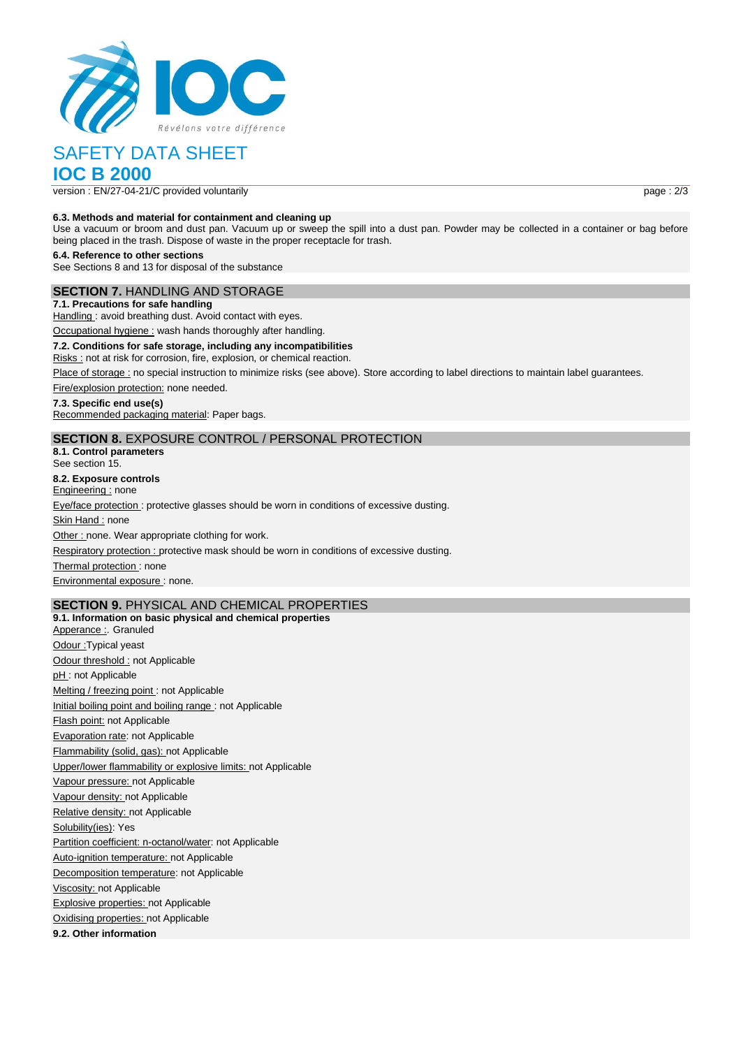# SAFETY DATA SHEET

## IOC B 2000

version : EN/27-04-21/C provided voluntarily

**6.3. Methods and material for containment and cleaning up**

Use a vacuum or broom and dust pan. Vacuum up or sweep the spill into a dust pan. Powder may be collected in a container or bag before being placed in the trash. Dispose of waste in the proper receptacle for trash.

**6.4. Reference to other sections**

See Sections 8 and 13 for disposal of the substance

## SECTION 7. HANDLING AND STORAGE

**7.1. Precautions for safe handling**

Handling : avoid breathing dust. Avoid contact with eyes.

Occupational hygiene : wash hands thoroughly after handling.

**7.2. Conditions for safe storage, including any incompatibilities**

Risks : not at risk for corrosion, fire, explosion, or chemical reaction.

Place of storage : no special instruction to minimize risks (see above). Store according to label directions to maintain label guarantees.

Fire/explosion protection: none needed.

**7.3. Specific end use(s)**

Recommended packaging material: Paper bags.

## SECTION 8. EXPOSURE CONTROL / PERSONAL PROTECTION

**8.1. Control parameters**

See section 15.

**8.2. Exposure controls**

Engineering : none

Eye/face protection : protective glasses should be worn in conditions of excessive dusting.

Skin Hand : none

Other : none. Wear appropriate clothing for work.

Respiratory protection : protective mask should be worn in conditions of excessive dusting.

Thermal protection : none

Environmental exposure : none.

## SECTION 9. PHYSICAL AND CHEMICAL PROPERTIES

**9.1. Information on basic physical and chemical properties**

Apperance :. Granuled

Odour :Typical yeast

Odour threshold : not Applicable

pH : not Applicable

Melting / freezing point : not Applicable

Initial boiling point and boiling range : not Applicable

Flash point: not Applicable

Evaporation rate: not Applicable

Flammability (solid, gas): not Applicable

Upper/lower flammability or explosive limits: not Applicable

Vapour pressure: not Applicable

Vapour density: not Applicable

Relative density: not Applicable

Solubility(ies): Yes

Partition coefficient: n-octanol/water: not Applicable

Auto-ignition temperature: not Applicable

Decomposition temperature: not Applicable

Viscosity: not Applicable

Explosive properties: not Applicable

Oxidising properties: not Applicable

**9.2. Other information**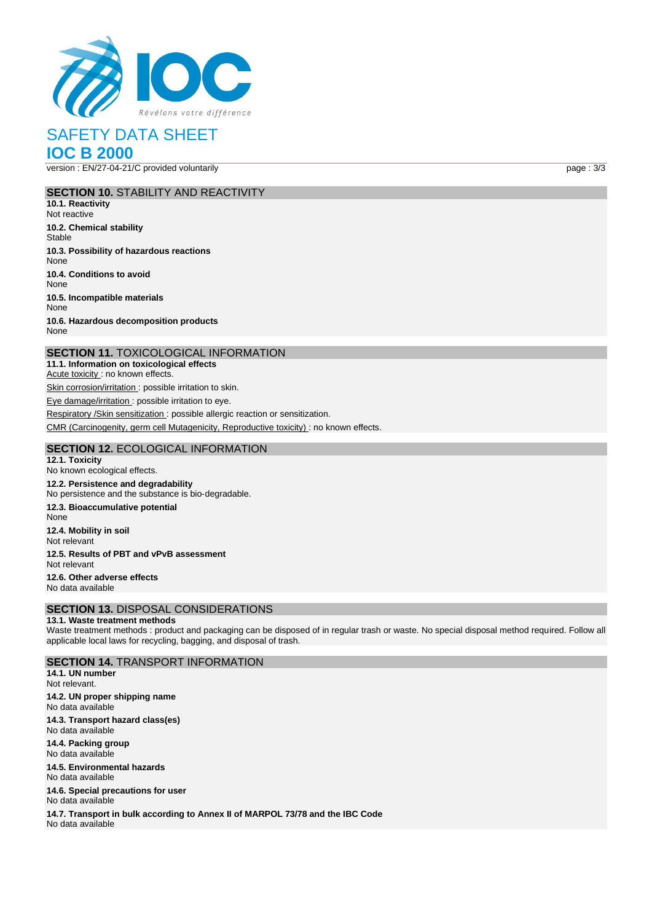## SECTION 10. STABILITY AND REACTIVITY

**10.1. Reactivity**
Not reactive

**10.2. Chemical stability**
Stable

**10.3. Possibility of hazardous reactions**
None

**10.4. Conditions to avoid**
None

**10.5. Incompatible materials**
None

**10.6. Hazardous decomposition products**
None

## SECTION 11. TOXICOLOGICAL INFORMATION

**11.1. Information on toxicological effects**

Acute toxicity : no known effects.

Skin corrosion/irritation : possible irritation to skin.

Eye damage/irritation : possible irritation to eye.

Respiratory /Skin sensitization : possible allergic reaction or sensitization.

CMR (Carcinogenity, germ cell Mutagenicity, Reproductive toxicity) : no known effects.

## SECTION 12. ECOLOGICAL INFORMATION

**12.1. Toxicity**
No known ecological effects.

**12.2. Persistence and degradability**
No persistence and the substance is bio-degradable.

**12.3. Bioaccumulative potential**
None

**12.4. Mobility in soil**
Not relevant

**12.5. Results of PBT and vPvB assessment**
Not relevant

**12.6. Other adverse effects**
No data available

## SECTION 13. DISPOSAL CONSIDERATIONS

**13.1. Waste treatment methods**
Waste treatment methods : product and packaging can be disposed of in regular trash or waste. No special disposal method required. Follow all applicable local laws for recycling, bagging, and disposal of trash.

## SECTION 14. TRANSPORT INFORMATION

**14.1. UN number**
Not relevant.

**14.2. UN proper shipping name**
No data available

**14.3. Transport hazard class(es)**
No data available

**14.4. Packing group**
No data available

**14.5. Environmental hazards**
No data available

**14.6. Special precautions for user**
No data available

**14.7. Transport in bulk according to Annex II of MARPOL 73/78 and the IBC Code**
No data available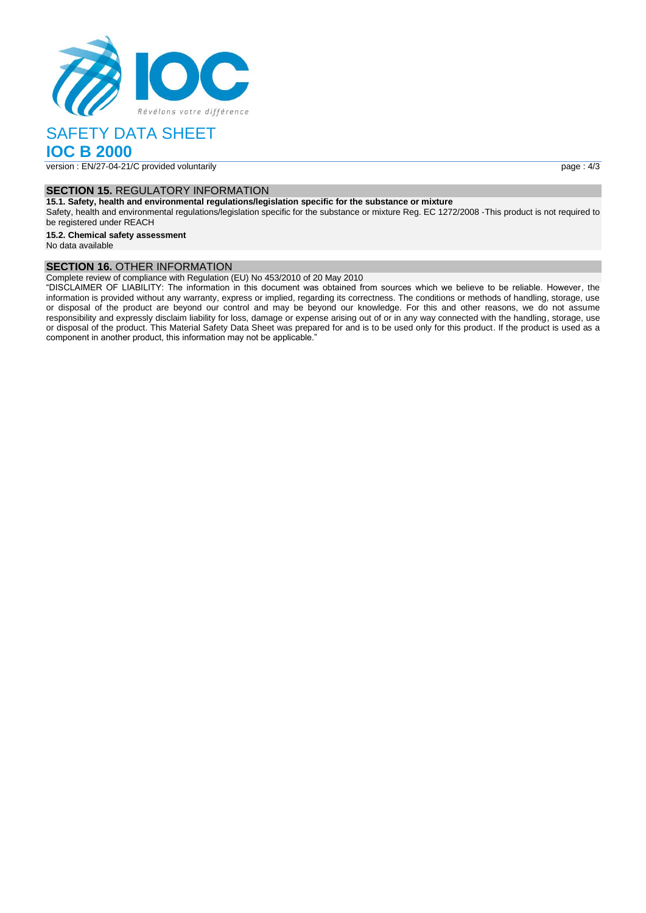## SECTION 15. REGULATORY INFORMATION

**15.1. Safety, health and environmental regulations/legislation specific for the substance or mixture**

Safety, health and environmental regulations/legislation specific for the substance or mixture Reg. EC 1272/2008 -This product is not required to be registered under REACH

**15.2. Chemical safety assessment**

No data available

## SECTION 16. OTHER INFORMATION

Complete review of compliance with Regulation (EU) No 453/2010 of 20 May 2010

"DISCLAIMER OF LIABILITY: The information in this document was obtained from sources which we believe to be reliable. However, the information is provided without any warranty, express or implied, regarding its correctness. The conditions or methods of handling, storage, use or disposal of the product are beyond our control and may be beyond our knowledge. For this and other reasons, we do not assume responsibility and expressly disclaim liability for loss, damage or expense arising out of or in any way connected with the handling, storage, use or disposal of the product. This Material Safety Data Sheet was prepared for and is to be used only for this product. If the product is used as a component in another product, this information may not be applicable."